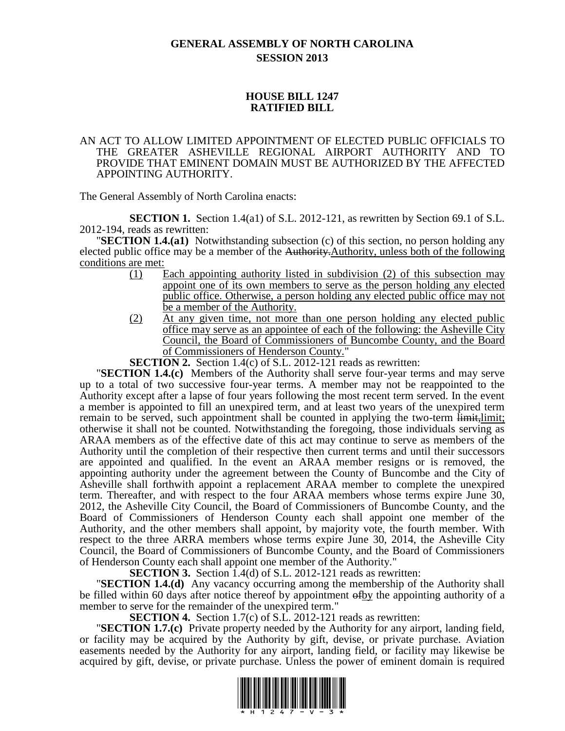# GENERAL ASSEMBLY OF NORTH CAROLINA
## SESSION 2013

## HOUSE BILL 1247
## RATIFIED BILL

AN ACT TO ALLOW LIMITED APPOINTMENT OF ELECTED PUBLIC OFFICIALS TO THE GREATER ASHEVILLE REGIONAL AIRPORT AUTHORITY AND TO PROVIDE THAT EMINENT DOMAIN MUST BE AUTHORIZED BY THE AFFECTED APPOINTING AUTHORITY.

The General Assembly of North Carolina enacts:

**SECTION 1.** Section 1.4(a1) of S.L. 2012-121, as rewritten by Section 69.1 of S.L. 2012-194, reads as rewritten:

"**SECTION 1.4.(a1)** Notwithstanding subsection (c) of this section, no person holding any elected public office may be a member of the ~~Authority.~~Authority, unless both of the following conditions are met:

(1) Each appointing authority listed in subdivision (2) of this subsection may appoint one of its own members to serve as the person holding any elected public office. Otherwise, a person holding any elected public office may not be a member of the Authority.

(2) At any given time, not more than one person holding any elected public office may serve as an appointee of each of the following: the Asheville City Council, the Board of Commissioners of Buncombe County, and the Board of Commissioners of Henderson County."

**SECTION 2.** Section 1.4(c) of S.L. 2012-121 reads as rewritten:

"**SECTION 1.4.(c)** Members of the Authority shall serve four-year terms and may serve up to a total of two successive four-year terms. A member may not be reappointed to the Authority except after a lapse of four years following the most recent term served. In the event a member is appointed to fill an unexpired term, and at least two years of the unexpired term remain to be served, such appointment shall be counted in applying the two-term ~~limit,~~limit; otherwise it shall not be counted. Notwithstanding the foregoing, those individuals serving as ARAA members as of the effective date of this act may continue to serve as members of the Authority until the completion of their respective then current terms and until their successors are appointed and qualified. In the event an ARAA member resigns or is removed, the appointing authority under the agreement between the County of Buncombe and the City of Asheville shall forthwith appoint a replacement ARAA member to complete the unexpired term. Thereafter, and with respect to the four ARAA members whose terms expire June 30, 2012, the Asheville City Council, the Board of Commissioners of Buncombe County, and the Board of Commissioners of Henderson County each shall appoint one member of the Authority, and the other members shall appoint, by majority vote, the fourth member. With respect to the three ARRA members whose terms expire June 30, 2014, the Asheville City Council, the Board of Commissioners of Buncombe County, and the Board of Commissioners of Henderson County each shall appoint one member of the Authority."

**SECTION 3.** Section 1.4(d) of S.L. 2012-121 reads as rewritten:

"**SECTION 1.4.(d)** Any vacancy occurring among the membership of the Authority shall be filled within 60 days after notice thereof by appointment ~~of~~by the appointing authority of a member to serve for the remainder of the unexpired term."

**SECTION 4.** Section 1.7(c) of S.L. 2012-121 reads as rewritten:

"**SECTION 1.7.(c)** Private property needed by the Authority for any airport, landing field, or facility may be acquired by the Authority by gift, devise, or private purchase. Aviation easements needed by the Authority for any airport, landing field, or facility may likewise be acquired by gift, devise, or private purchase. Unless the power of eminent domain is required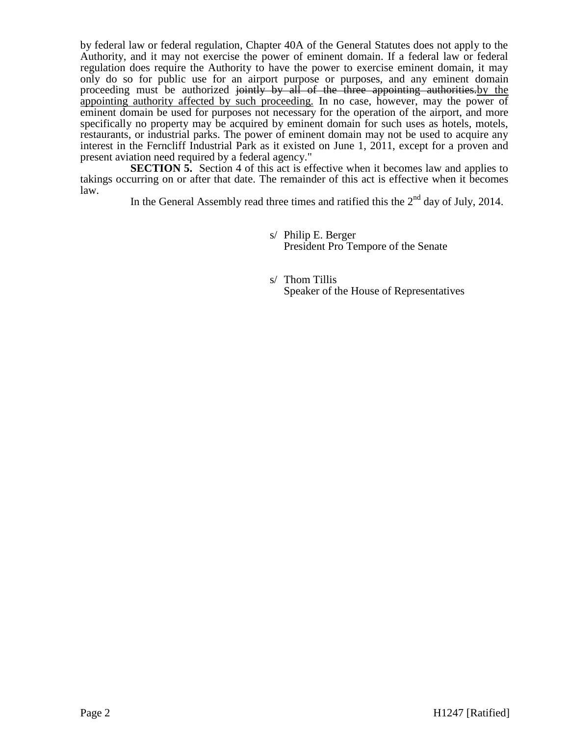by federal law or federal regulation, Chapter 40A of the General Statutes does not apply to the Authority, and it may not exercise the power of eminent domain. If a federal law or federal regulation does require the Authority to have the power to exercise eminent domain, it may only do so for public use for an airport purpose or purposes, and any eminent domain proceeding must be authorized ~~jointly by all of the three appointing authorities.~~<u>by the appointing authority affected by such proceeding.</u> In no case, however, may the power of eminent domain be used for purposes not necessary for the operation of the airport, and more specifically no property may be acquired by eminent domain for such uses as hotels, motels, restaurants, or industrial parks. The power of eminent domain may not be used to acquire any interest in the Ferncliff Industrial Park as it existed on June 1, 2011, except for a proven and present aviation need required by a federal agency."

**SECTION 5.** Section 4 of this act is effective when it becomes law and applies to takings occurring on or after that date. The remainder of this act is effective when it becomes law.

In the General Assembly read three times and ratified this the 2nd day of July, 2014.

s/ Philip E. Berger
President Pro Tempore of the Senate

s/ Thom Tillis
Speaker of the House of Representatives